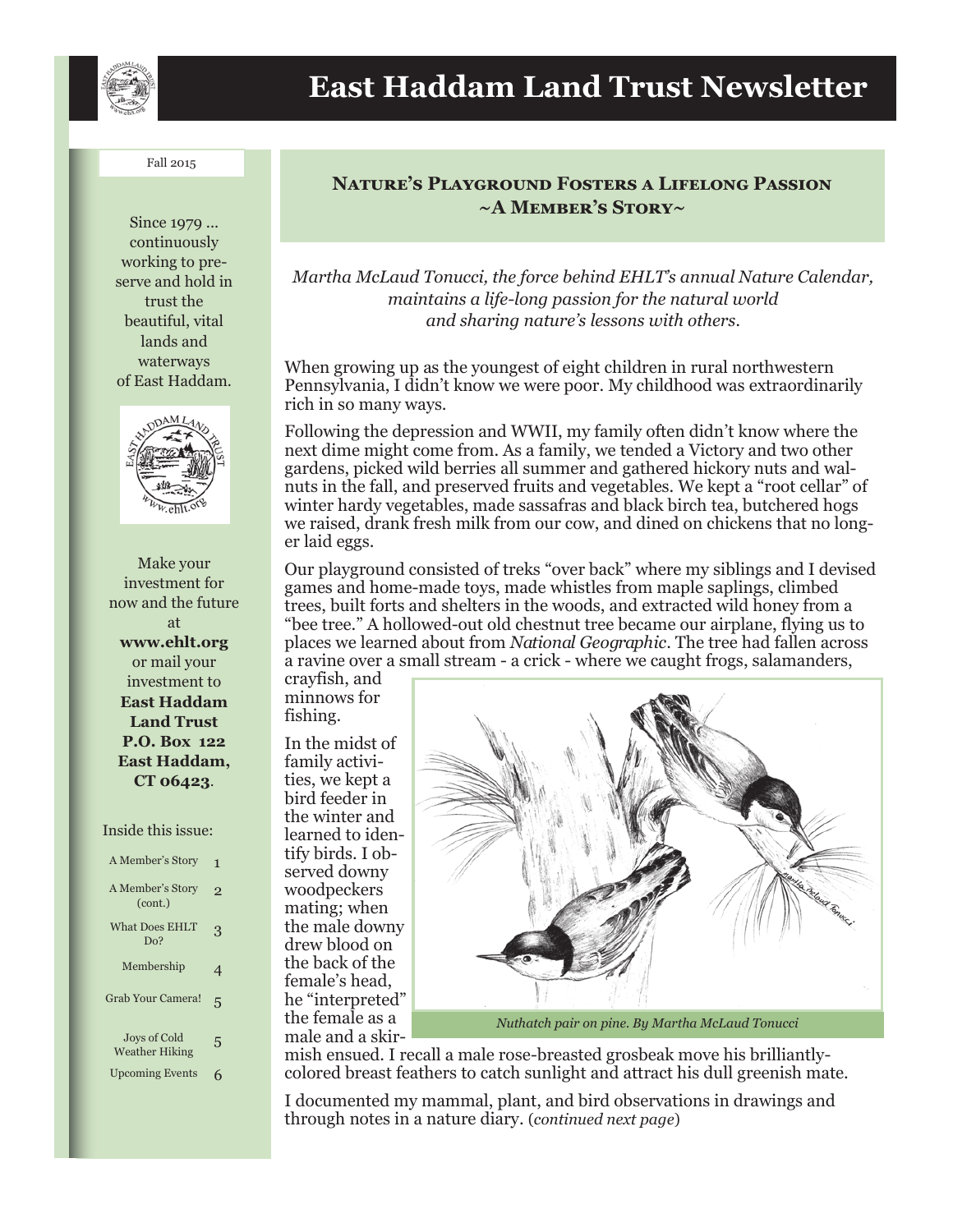# East Haddam Land Trust Newsletter

Fall 2015

Since 1979 … continuously working to preserve and hold in trust the beautiful, vital lands and waterways of East Haddam.

Make your investment for now and the future at **www.ehlt.org** or mail your investment to **East Haddam Land Trust P.O. Box 122 East Haddam, CT 06423**.

Inside this issue:

| | |
|---|---|
| A Member's Story | 1 |
| A Member's Story (cont.) | 2 |
| What Does EHLT Do? | 3 |
| Membership | 4 |
| Grab Your Camera! | 5 |
| Joys of Cold Weather Hiking | 5 |
| Upcoming Events | 6 |

## Nature's Playground Fosters a Lifelong Passion ~A Member's Story~

*Martha McLaud Tonucci, the force behind EHLT's annual Nature Calendar, maintains a life-long passion for the natural world and sharing nature's lessons with others.*

When growing up as the youngest of eight children in rural northwestern Pennsylvania, I didn't know we were poor. My childhood was extraordinarily rich in so many ways.

Following the depression and WWII, my family often didn't know where the next dime might come from. As a family, we tended a Victory and two other gardens, picked wild berries all summer and gathered hickory nuts and walnuts in the fall, and preserved fruits and vegetables. We kept a "root cellar" of winter hardy vegetables, made sassafras and black birch tea, butchered hogs we raised, drank fresh milk from our cow, and dined on chickens that no longer laid eggs.

Our playground consisted of treks "over back" where my siblings and I devised games and home-made toys, made whistles from maple saplings, climbed trees, built forts and shelters in the woods, and extracted wild honey from a "bee tree." A hollowed-out old chestnut tree became our airplane, flying us to places we learned about from *National Geographic*. The tree had fallen across a ravine over a small stream - a crick - where we caught frogs, salamanders, crayfish, and minnows for fishing.

In the midst of family activities, we kept a bird feeder in the winter and learned to identify birds. I observed downy woodpeckers mating; when the male downy drew blood on the back of the female's head, he "interpreted" the female as a male and a skirmish ensued. I recall a male rose-breasted grosbeak move his brilliantly-colored breast feathers to catch sunlight and attract his dull greenish mate.

*Nuthatch pair on pine. By Martha McLaud Tonucci*

I documented my mammal, plant, and bird observations in drawings and through notes in a nature diary. (*continued next page*)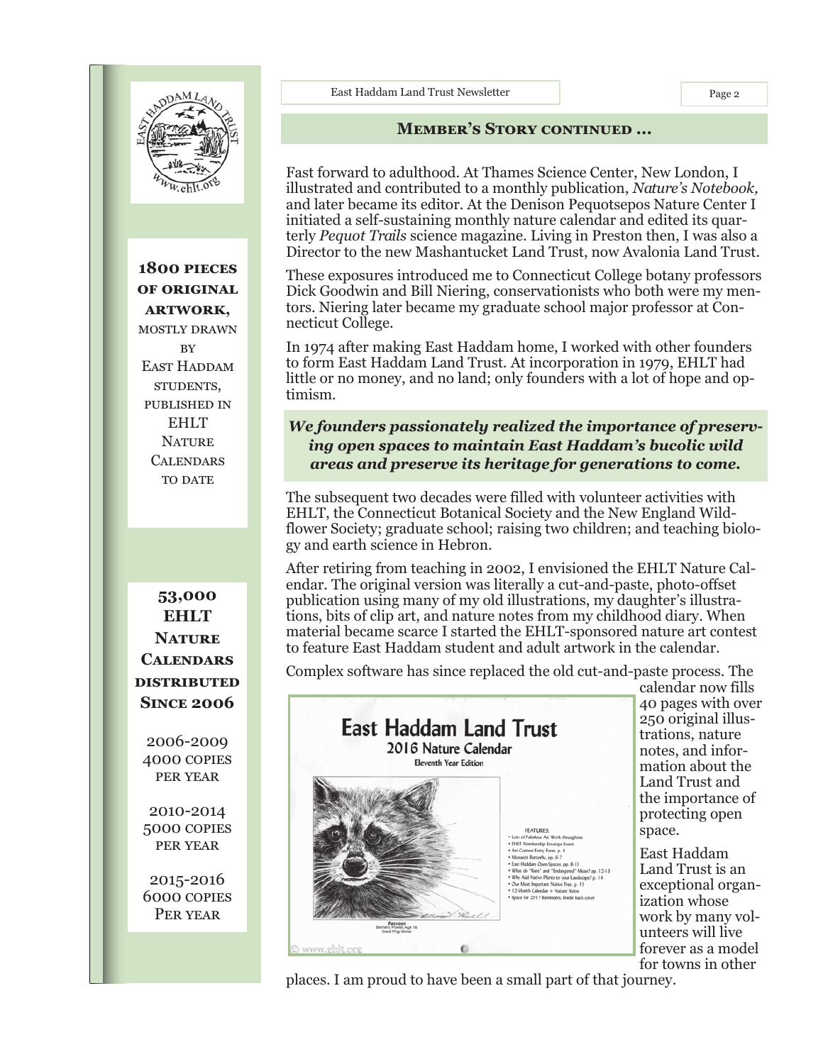## Member's Story continued ...

Fast forward to adulthood. At Thames Science Center, New London, I illustrated and contributed to a monthly publication, *Nature's Notebook,* and later became its editor. At the Denison Pequotsepos Nature Center I initiated a self-sustaining monthly nature calendar and edited its quarterly *Pequot Trails* science magazine. Living in Preston then, I was also a Director to the new Mashantucket Land Trust, now Avalonia Land Trust.

These exposures introduced me to Connecticut College botany professors Dick Goodwin and Bill Niering, conservationists who both were my mentors. Niering later became my graduate school major professor at Connecticut College.

In 1974 after making East Haddam home, I worked with other founders to form East Haddam Land Trust. At incorporation in 1979, EHLT had little or no money, and no land; only founders with a lot of hope and optimism.

***We founders passionately realized the importance of preserving open spaces to maintain East Haddam's bucolic wild areas and preserve its heritage for generations to come.***

The subsequent two decades were filled with volunteer activities with EHLT, the Connecticut Botanical Society and the New England Wildflower Society; graduate school; raising two children; and teaching biology and earth science in Hebron.

After retiring from teaching in 2002, I envisioned the EHLT Nature Calendar. The original version was literally a cut-and-paste, photo-offset publication using many of my old illustrations, my daughter's illustrations, bits of clip art, and nature notes from my childhood diary. When material became scarce I started the EHLT-sponsored nature art contest to feature East Haddam student and adult artwork in the calendar.

Complex software has since replaced the old cut-and-paste process. The calendar now fills 40 pages with over 250 original illustrations, nature notes, and information about the Land Trust and the importance of protecting open space.

East Haddam Land Trust is an exceptional organization whose work by many volunteers will live forever as a model for towns in other places. I am proud to have been a small part of that journey.

East Haddam Land Trust
2016 Nature Calendar
Eleventh Year Edition

FEATURES:
- Lots of Fabulous Art Work throughout
- EHLT Membership Envelope Insert
- Art Contest Entry Form, p. 4
- Monarch Butterfly, pp. 6-7
- East Haddam Open Spaces, pp. 8-11
- What do "Rare" and "Endangered" Mean? pp. 12-13
- Why Add Native Plants to your Landscape? p. 14
- Our Most Important Native Tree, p. 15
- 12-Month Calendar + Nature Notes
- Space for 2017 Reminders, Inside back cover

Raccoon
Bethany Powell, Age 16
Grand Prize Winner

© www.ehlt.org

**1800 pieces of original artwork,** mostly drawn by East Haddam students, published in EHLT Nature Calendars to date

**53,000 EHLT Nature Calendars distributed Since 2006**

2006-2009
4000 copies per year

2010-2014
5000 copies per year

2015-2016
6000 copies per year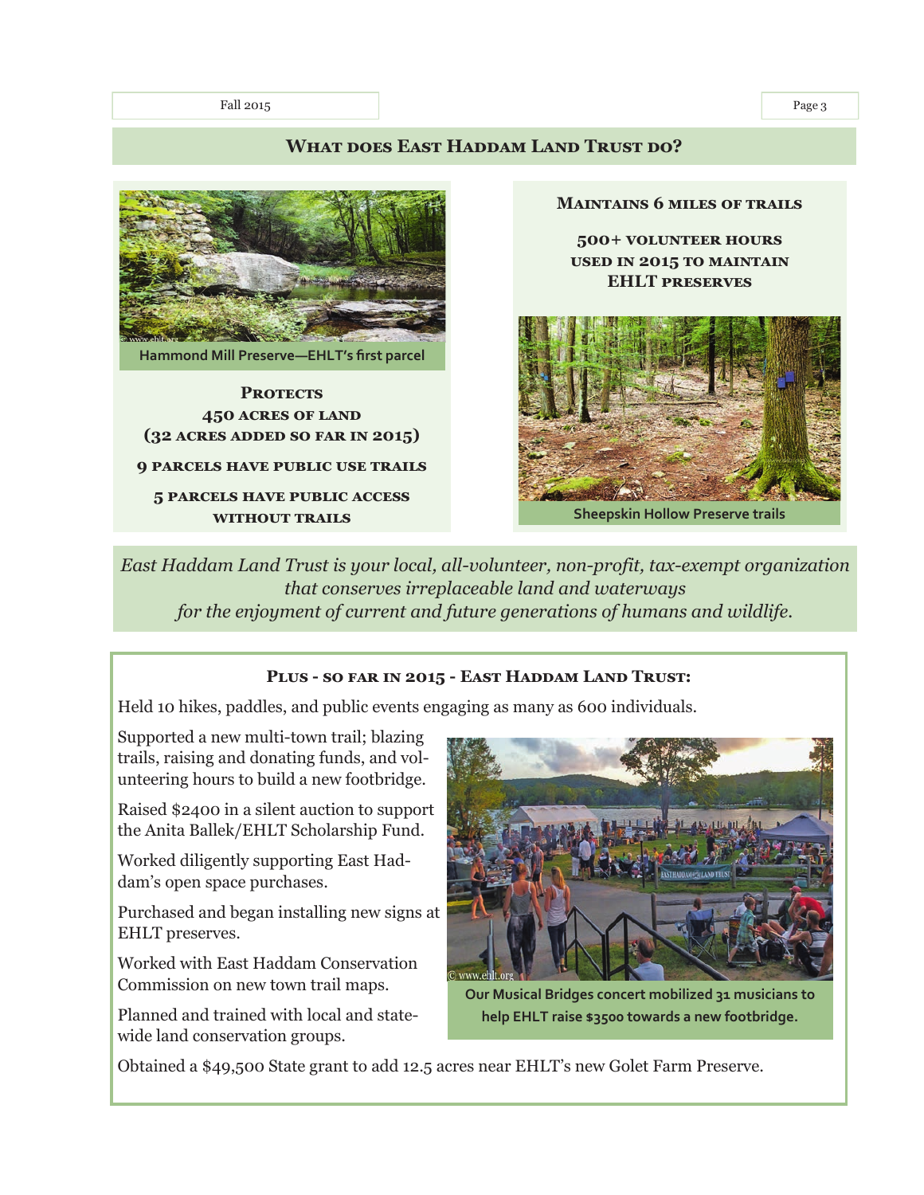## What does East Haddam Land Trust do?

Hammond Mill Preserve—EHLT's first parcel

**Protects**
**450 acres of land**
**(32 acres added so far in 2015)**

**9 parcels have public use trails**

**5 parcels have public access without trails**

**Maintains 6 miles of trails**

**500+ volunteer hours used in 2015 to maintain EHLT preserves**

Sheepskin Hollow Preserve trails

*East Haddam Land Trust is your local, all-volunteer, non-profit, tax-exempt organization that conserves irreplaceable land and waterways for the enjoyment of current and future generations of humans and wildlife.*

### Plus - so far in 2015 - East Haddam Land Trust:

Held 10 hikes, paddles, and public events engaging as many as 600 individuals.

Supported a new multi-town trail; blazing trails, raising and donating funds, and volunteering hours to build a new footbridge.

Raised $2400 in a silent auction to support the Anita Ballek/EHLT Scholarship Fund.

Worked diligently supporting East Haddam's open space purchases.

Purchased and began installing new signs at EHLT preserves.

Worked with East Haddam Conservation Commission on new town trail maps.

Planned and trained with local and statewide land conservation groups.

Our Musical Bridges concert mobilized 31 musicians to help EHLT raise $3500 towards a new footbridge.

Obtained a $49,500 State grant to add 12.5 acres near EHLT's new Golet Farm Preserve.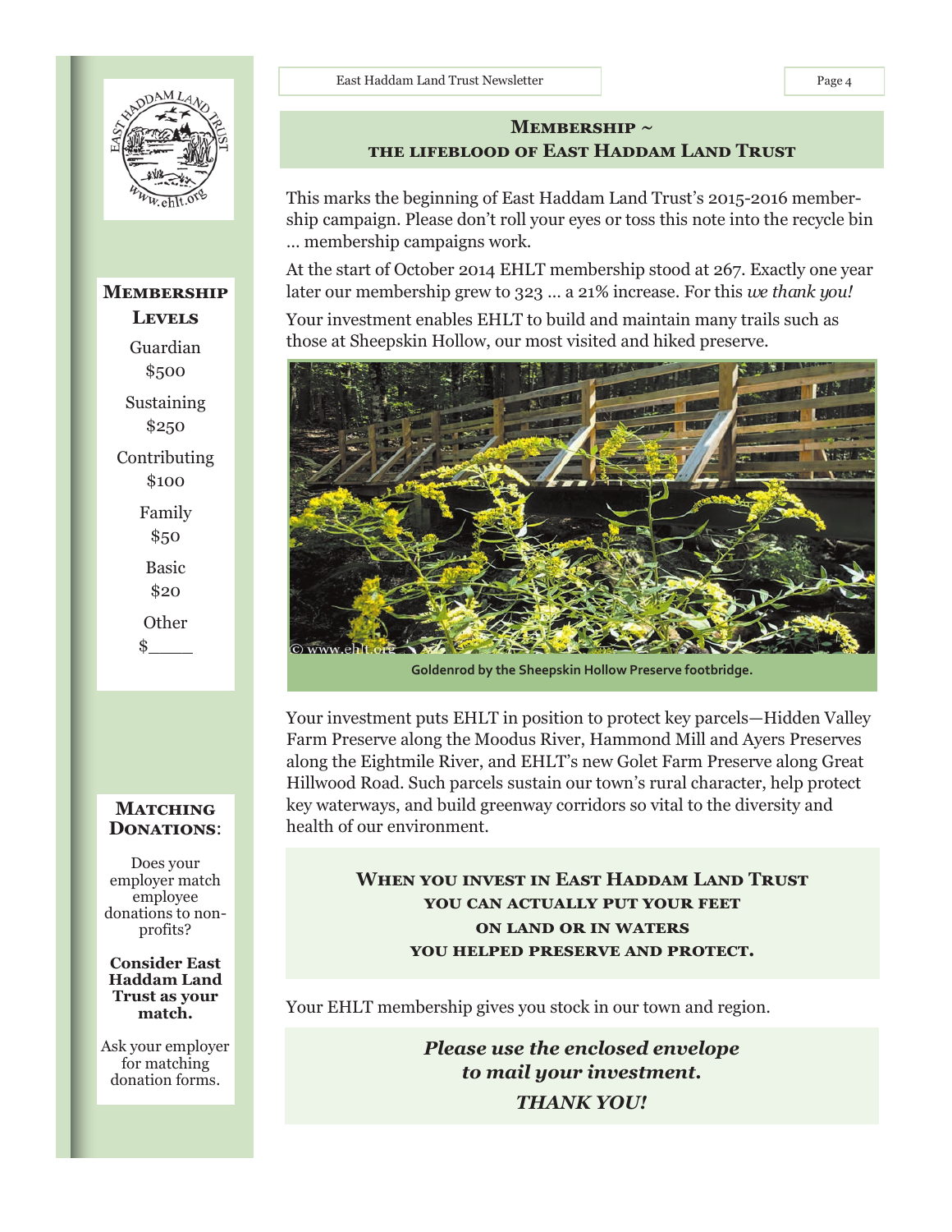## Membership ~ the lifeblood of East Haddam Land Trust

This marks the beginning of East Haddam Land Trust's 2015-2016 membership campaign. Please don't roll your eyes or toss this note into the recycle bin … membership campaigns work.

At the start of October 2014 EHLT membership stood at 267. Exactly one year later our membership grew to 323 … a 21% increase. For this *we thank you!*

Your investment enables EHLT to build and maintain many trails such as those at Sheepskin Hollow, our most visited and hiked preserve.

Goldenrod by the Sheepskin Hollow Preserve footbridge.

Your investment puts EHLT in position to protect key parcels—Hidden Valley Farm Preserve along the Moodus River, Hammond Mill and Ayers Preserves along the Eightmile River, and EHLT's new Golet Farm Preserve along Great Hillwood Road. Such parcels sustain our town's rural character, help protect key waterways, and build greenway corridors so vital to the diversity and health of our environment.

**When you invest in East Haddam Land Trust you can actually put your feet on land or in waters you helped preserve and protect.**

Your EHLT membership gives you stock in our town and region.

***Please use the enclosed envelope to mail your investment.***

***THANK YOU!***

### Membership Levels

Guardian
$500

Sustaining
$250

Contributing
$100

Family
$50

Basic
$20

Other
$_____

### Matching Donations:

Does your employer match employee donations to non-profits?

**Consider East Haddam Land Trust as your match.**

Ask your employer for matching donation forms.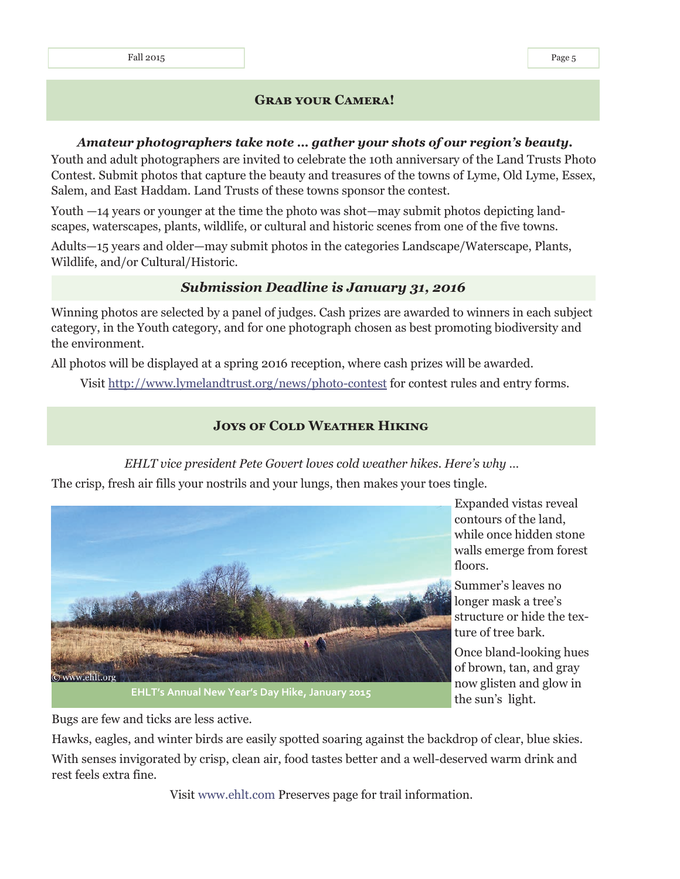## Grab your Camera!

***Amateur photographers take note … gather your shots of our region's beauty.***

Youth and adult photographers are invited to celebrate the 10th anniversary of the Land Trusts Photo Contest. Submit photos that capture the beauty and treasures of the towns of Lyme, Old Lyme, Essex, Salem, and East Haddam. Land Trusts of these towns sponsor the contest.

Youth —14 years or younger at the time the photo was shot—may submit photos depicting landscapes, waterscapes, plants, wildlife, or cultural and historic scenes from one of the five towns.

Adults—15 years and older—may submit photos in the categories Landscape/Waterscape, Plants, Wildlife, and/or Cultural/Historic.

### *Submission Deadline is January 31, 2016*

Winning photos are selected by a panel of judges. Cash prizes are awarded to winners in each subject category, in the Youth category, and for one photograph chosen as best promoting biodiversity and the environment.

All photos will be displayed at a spring 2016 reception, where cash prizes will be awarded.

Visit http://www.lymelandtrust.org/news/photo-contest for contest rules and entry forms.

## Joys of Cold Weather Hiking

*EHLT vice president Pete Govert loves cold weather hikes. Here's why …*

The crisp, fresh air fills your nostrils and your lungs, then makes your toes tingle.

© www.ehlt.org

EHLT's Annual New Year's Day Hike, January 2015

Expanded vistas reveal contours of the land, while once hidden stone walls emerge from forest floors.

Summer's leaves no longer mask a tree's structure or hide the texture of tree bark.

Once bland-looking hues of brown, tan, and gray now glisten and glow in the sun's light.

Bugs are few and ticks are less active.

Hawks, eagles, and winter birds are easily spotted soaring against the backdrop of clear, blue skies.

With senses invigorated by crisp, clean air, food tastes better and a well-deserved warm drink and rest feels extra fine.

Visit www.ehlt.com Preserves page for trail information.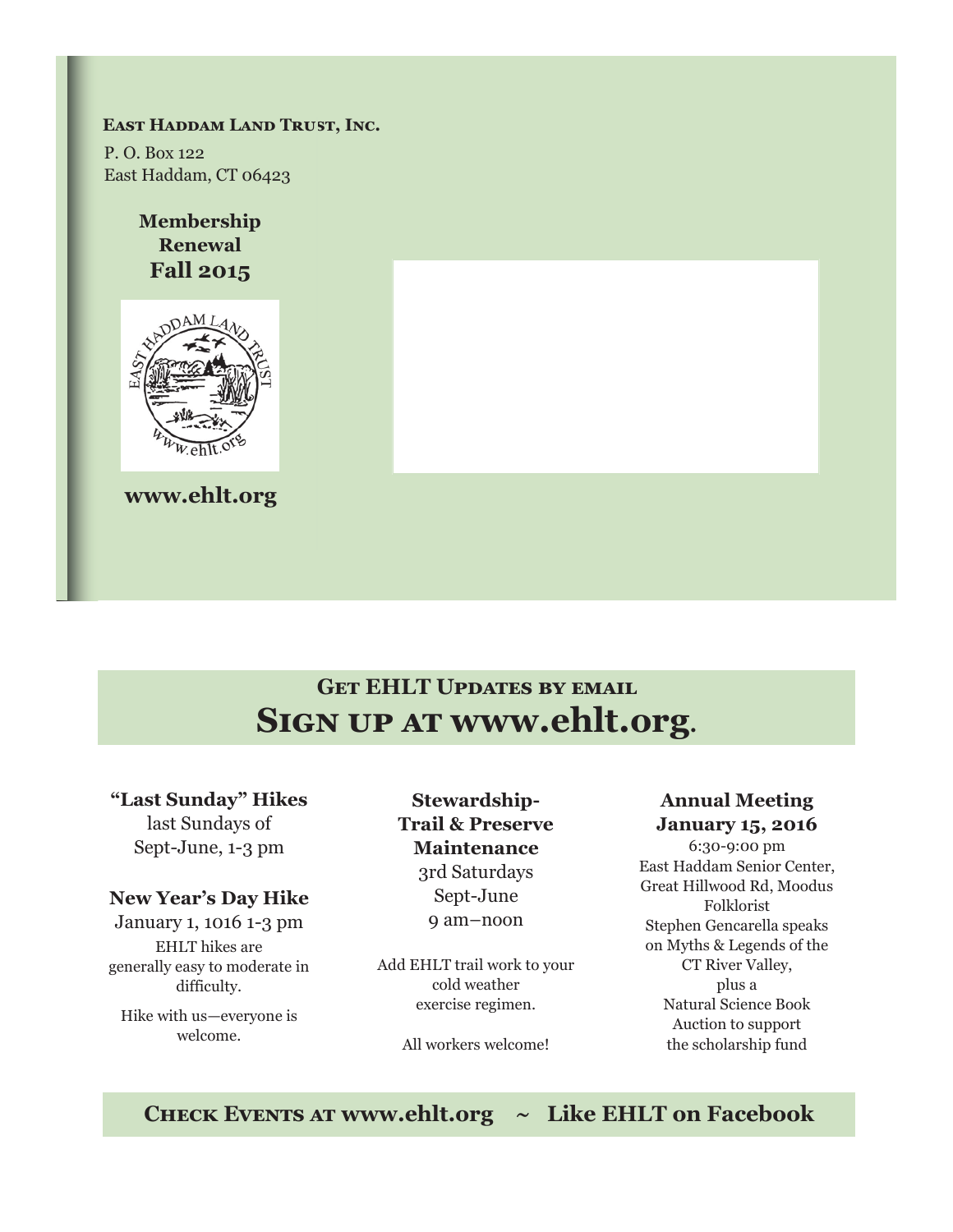**East Haddam Land Trust, Inc.**
P. O. Box 122
East Haddam, CT 06423

**Membership Renewal**
**Fall 2015**

**www.ehlt.org**

## Get EHLT Updates by email
## Sign up at www.ehlt.org.

### "Last Sunday" Hikes

last Sundays of
Sept-June, 1-3 pm

### New Year's Day Hike

January 1, 1016 1-3 pm

EHLT hikes are generally easy to moderate in difficulty.

Hike with us—everyone is welcome.

### Stewardship-Trail & Preserve Maintenance

3rd Saturdays
Sept-June
9 am–noon

Add EHLT trail work to your cold weather exercise regimen.

All workers welcome!

### Annual Meeting January 15, 2016

6:30-9:00 pm
East Haddam Senior Center, Great Hillwood Rd, Moodus
Folklorist Stephen Gencarella speaks on Myths & Legends of the CT River Valley,
plus a
Natural Science Book Auction to support the scholarship fund

**Check Events at www.ehlt.org ~ Like EHLT on Facebook**